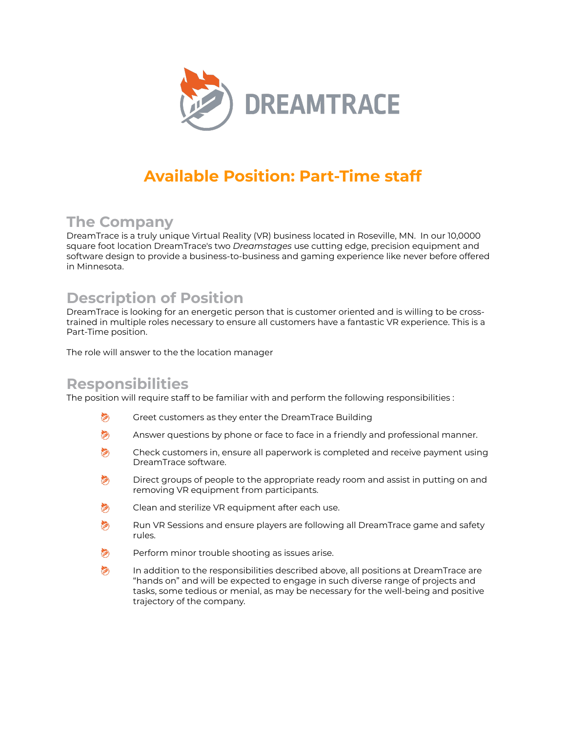DREAMTRACE

# Available Position: Part-Time staff

## The Company

DreamTrace is a truly unique Virtual Reality (VR) business located in Roseville, MN.  In our 10,0000 square foot location DreamTrace's two *Dreamstages* use cutting edge, precision equipment and software design to provide a business-to-business and gaming experience like never before offered in Minnesota.

## Description of Position

DreamTrace is looking for an energetic person that is customer oriented and is willing to be cross-trained in multiple roles necessary to ensure all customers have a fantastic VR experience. This is a Part-Time position.

The role will answer to the the location manager

## Responsibilities

The position will require staff to be familiar with and perform the following responsibilities :

- Greet customers as they enter the DreamTrace Building
- Answer questions by phone or face to face in a friendly and professional manner.
- Check customers in, ensure all paperwork is completed and receive payment using DreamTrace software.
- Direct groups of people to the appropriate ready room and assist in putting on and removing VR equipment from participants.
- Clean and sterilize VR equipment after each use.
- Run VR Sessions and ensure players are following all DreamTrace game and safety rules.
- Perform minor trouble shooting as issues arise.
- In addition to the responsibilities described above, all positions at DreamTrace are "hands on" and will be expected to engage in such diverse range of projects and tasks, some tedious or menial, as may be necessary for the well-being and positive trajectory of the company.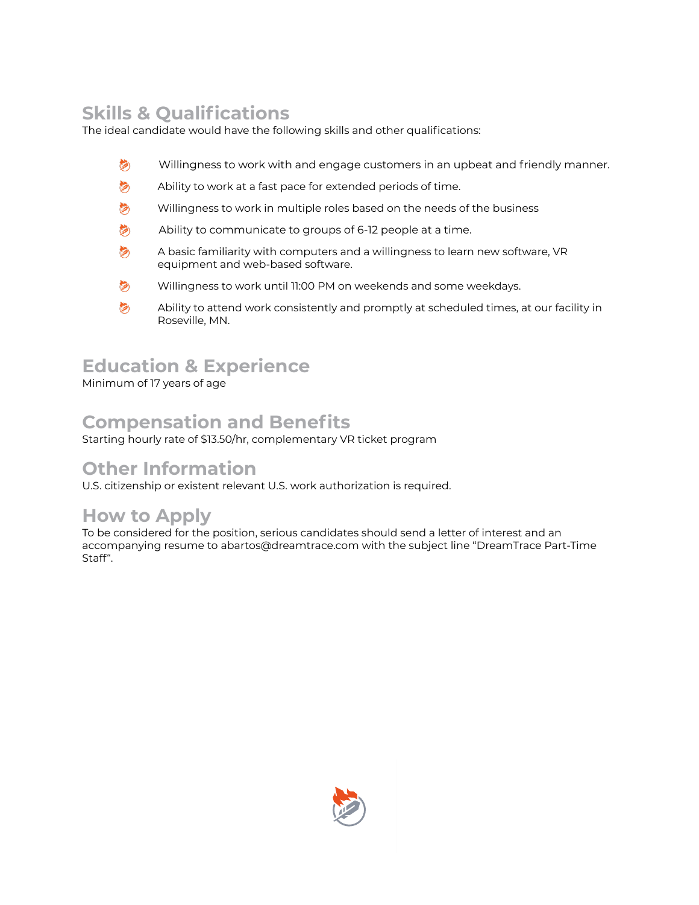## Skills & Qualifications

The ideal candidate would have the following skills and other qualifications:

- Willingness to work with and engage customers in an upbeat and friendly manner.
- Ability to work at a fast pace for extended periods of time.
- Willingness to work in multiple roles based on the needs of the business
- Ability to communicate to groups of 6-12 people at a time.
- A basic familiarity with computers and a willingness to learn new software, VR equipment and web-based software.
- Willingness to work until 11:00 PM on weekends and some weekdays.
- Ability to attend work consistently and promptly at scheduled times, at our facility in Roseville, MN.

## Education & Experience

Minimum of 17 years of age

## Compensation and Benefits

Starting hourly rate of $13.50/hr, complementary VR ticket program

## Other Information

U.S. citizenship or existent relevant U.S. work authorization is required.

## How to Apply

To be considered for the position, serious candidates should send a letter of interest and an accompanying resume to abartos@dreamtrace.com with the subject line "DreamTrace Part-Time Staff".